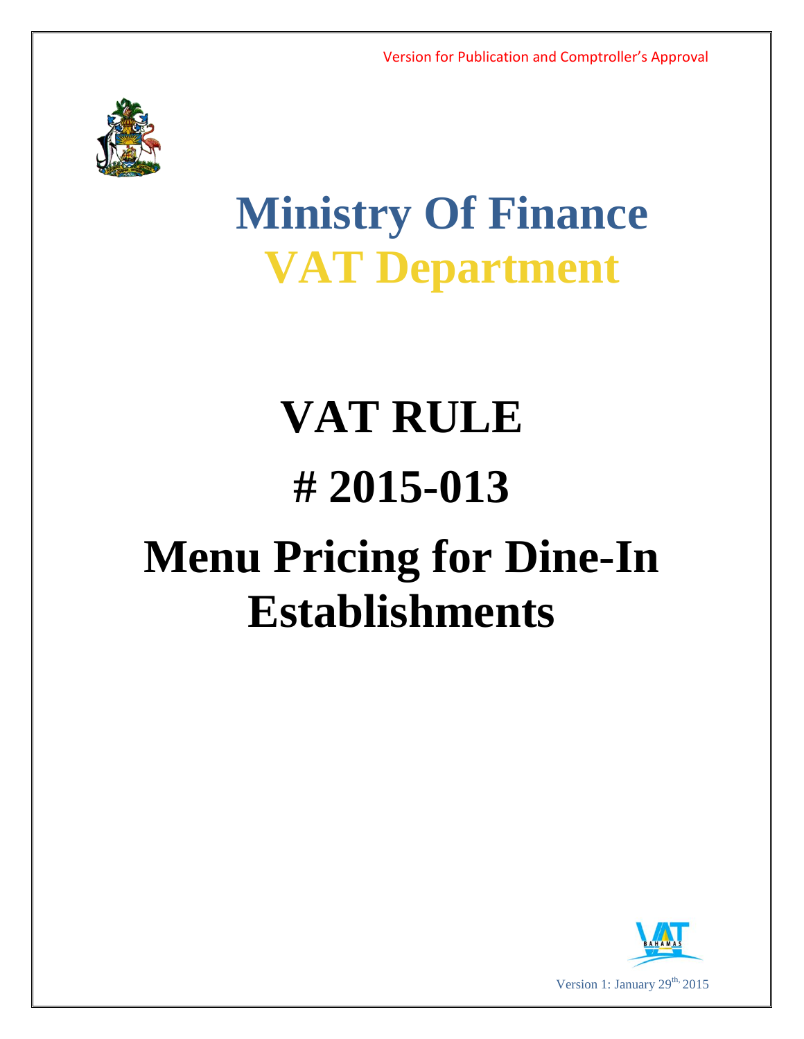Version for Publication and Comptroller's Approval

# Ministry Of Finance
# VAT Department

# VAT RULE
# # 2015-013
# Menu Pricing for Dine-In Establishments

Version 1: January 29th, 2015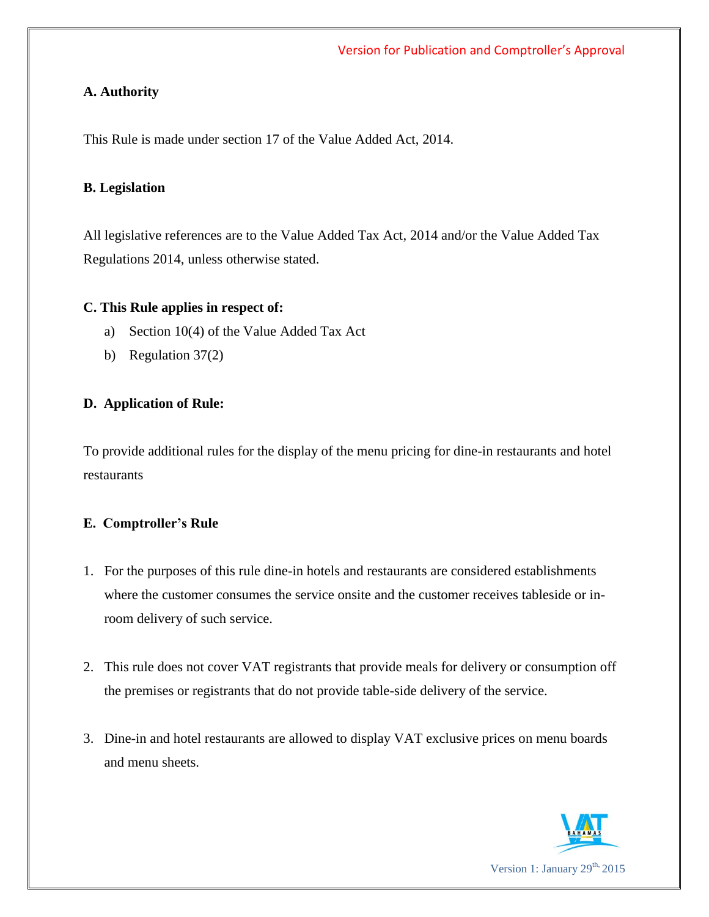**A. Authority**

This Rule is made under section 17 of the Value Added Act, 2014.

**B. Legislation**

All legislative references are to the Value Added Tax Act, 2014 and/or the Value Added Tax Regulations 2014, unless otherwise stated.

**C. This Rule applies in respect of:**

a) Section 10(4) of the Value Added Tax Act

b) Regulation 37(2)

**D. Application of Rule:**

To provide additional rules for the display of the menu pricing for dine-in restaurants and hotel restaurants

**E. Comptroller's Rule**

1. For the purposes of this rule dine-in hotels and restaurants are considered establishments where the customer consumes the service onsite and the customer receives tableside or in-room delivery of such service.

2. This rule does not cover VAT registrants that provide meals for delivery or consumption off the premises or registrants that do not provide table-side delivery of the service.

3. Dine-in and hotel restaurants are allowed to display VAT exclusive prices on menu boards and menu sheets.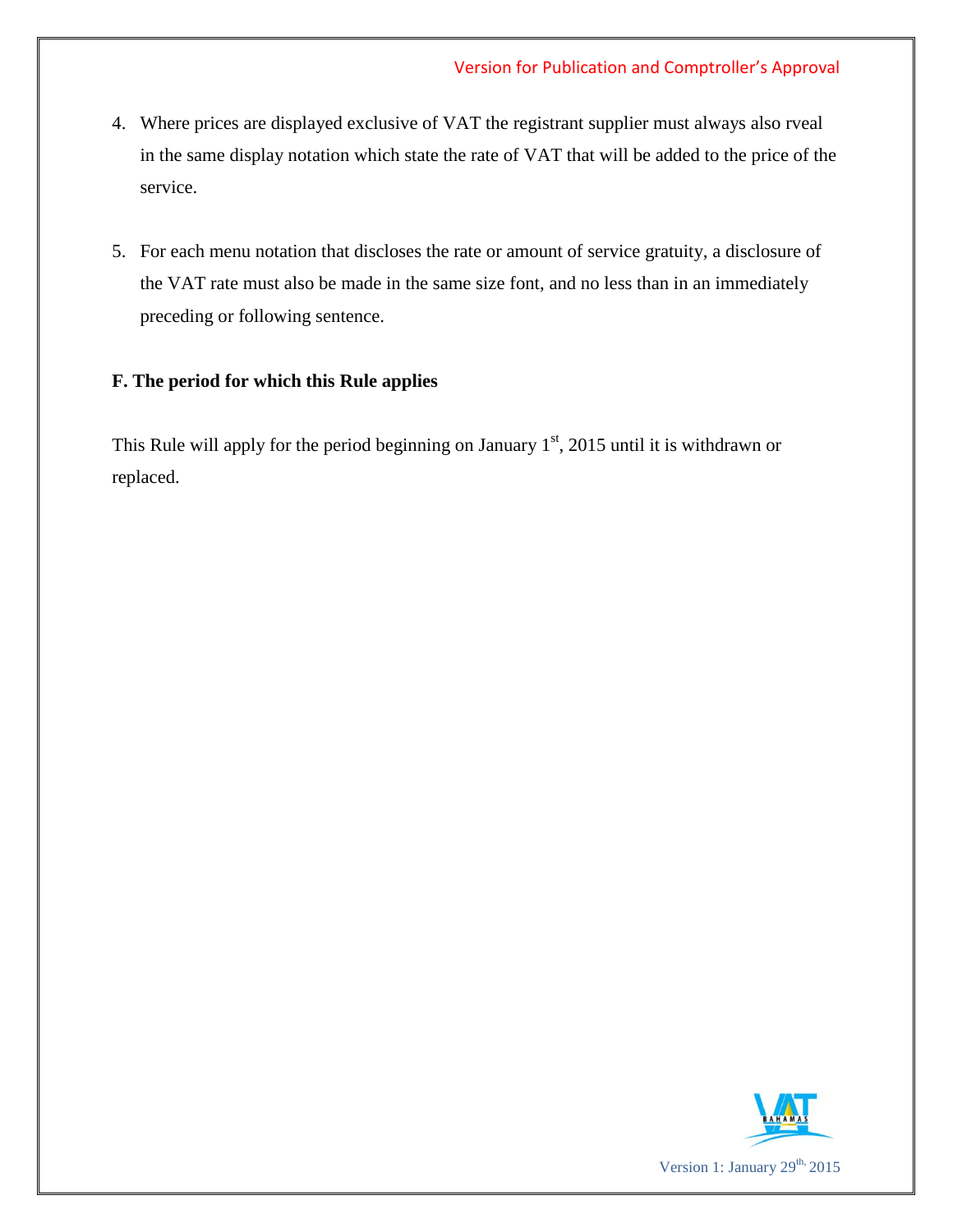4. Where prices are displayed exclusive of VAT the registrant supplier must always also rveal in the same display notation which state the rate of VAT that will be added to the price of the service.

5. For each menu notation that discloses the rate or amount of service gratuity, a disclosure of the VAT rate must also be made in the same size font, and no less than in an immediately preceding or following sentence.

**F. The period for which this Rule applies**

This Rule will apply for the period beginning on January 1st, 2015 until it is withdrawn or replaced.